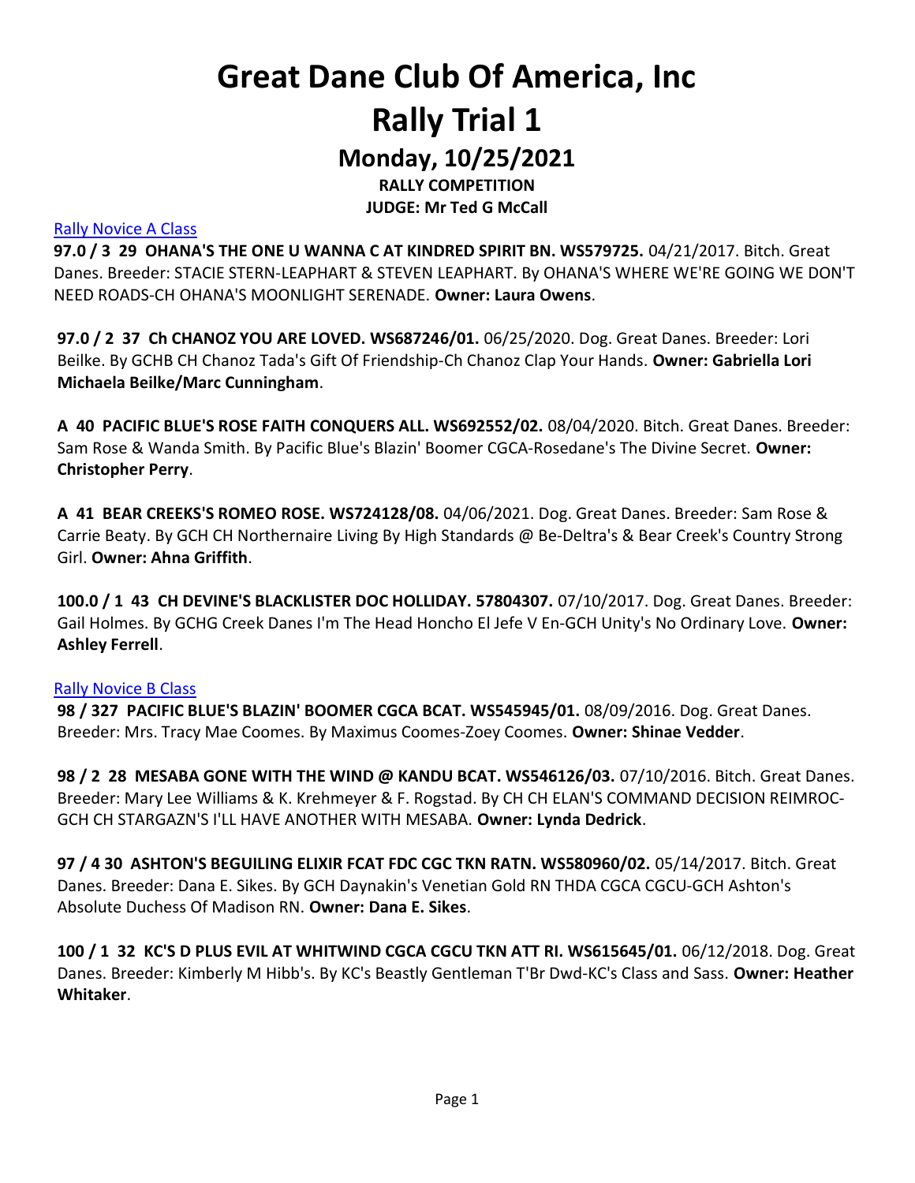# Great Dane Club Of America, Inc
# Rally Trial 1
## Monday, 10/25/2021
### RALLY COMPETITION
### JUDGE: Mr Ted G McCall

Rally Novice A Class

**97.0 / 3 29 OHANA'S THE ONE U WANNA C AT KINDRED SPIRIT BN. WS579725.** 04/21/2017. Bitch. Great Danes. Breeder: STACIE STERN-LEAPHART & STEVEN LEAPHART. By OHANA'S WHERE WE'RE GOING WE DON'T NEED ROADS-CH OHANA'S MOONLIGHT SERENADE. **Owner: Laura Owens**.

**97.0 / 2 37 Ch CHANOZ YOU ARE LOVED. WS687246/01.** 06/25/2020. Dog. Great Danes. Breeder: Lori Beilke. By GCHB CH Chanoz Tada's Gift Of Friendship-Ch Chanoz Clap Your Hands. **Owner: Gabriella Lori Michaela Beilke/Marc Cunningham**.

**A 40 PACIFIC BLUE'S ROSE FAITH CONQUERS ALL. WS692552/02.** 08/04/2020. Bitch. Great Danes. Breeder: Sam Rose & Wanda Smith. By Pacific Blue's Blazin' Boomer CGCA-Rosedane's The Divine Secret. **Owner: Christopher Perry**.

**A 41 BEAR CREEKS'S ROMEO ROSE. WS724128/08.** 04/06/2021. Dog. Great Danes. Breeder: Sam Rose & Carrie Beaty. By GCH CH Northernaire Living By High Standards @ Be-Deltra's & Bear Creek's Country Strong Girl. **Owner: Ahna Griffith**.

**100.0 / 1 43 CH DEVINE'S BLACKLISTER DOC HOLLIDAY. 57804307.** 07/10/2017. Dog. Great Danes. Breeder: Gail Holmes. By GCHG Creek Danes I'm The Head Honcho El Jefe V En-GCH Unity's No Ordinary Love. **Owner: Ashley Ferrell**.

Rally Novice B Class

**98 / 327 PACIFIC BLUE'S BLAZIN' BOOMER CGCA BCAT. WS545945/01.** 08/09/2016. Dog. Great Danes. Breeder: Mrs. Tracy Mae Coomes. By Maximus Coomes-Zoey Coomes. **Owner: Shinae Vedder**.

**98 / 2 28 MESABA GONE WITH THE WIND @ KANDU BCAT. WS546126/03.** 07/10/2016. Bitch. Great Danes. Breeder: Mary Lee Williams & K. Krehmeyer & F. Rogstad. By CH CH ELAN'S COMMAND DECISION REIMROC-GCH CH STARGAZN'S I'LL HAVE ANOTHER WITH MESABA. **Owner: Lynda Dedrick**.

**97 / 4 30 ASHTON'S BEGUILING ELIXIR FCAT FDC CGC TKN RATN. WS580960/02.** 05/14/2017. Bitch. Great Danes. Breeder: Dana E. Sikes. By GCH Daynakin's Venetian Gold RN THDA CGCA CGCU-GCH Ashton's Absolute Duchess Of Madison RN. **Owner: Dana E. Sikes**.

**100 / 1 32 KC'S D PLUS EVIL AT WHITWIND CGCA CGCU TKN ATT RI. WS615645/01.** 06/12/2018. Dog. Great Danes. Breeder: Kimberly M Hibb's. By KC's Beastly Gentleman T'Br Dwd-KC's Class and Sass. **Owner: Heather Whitaker**.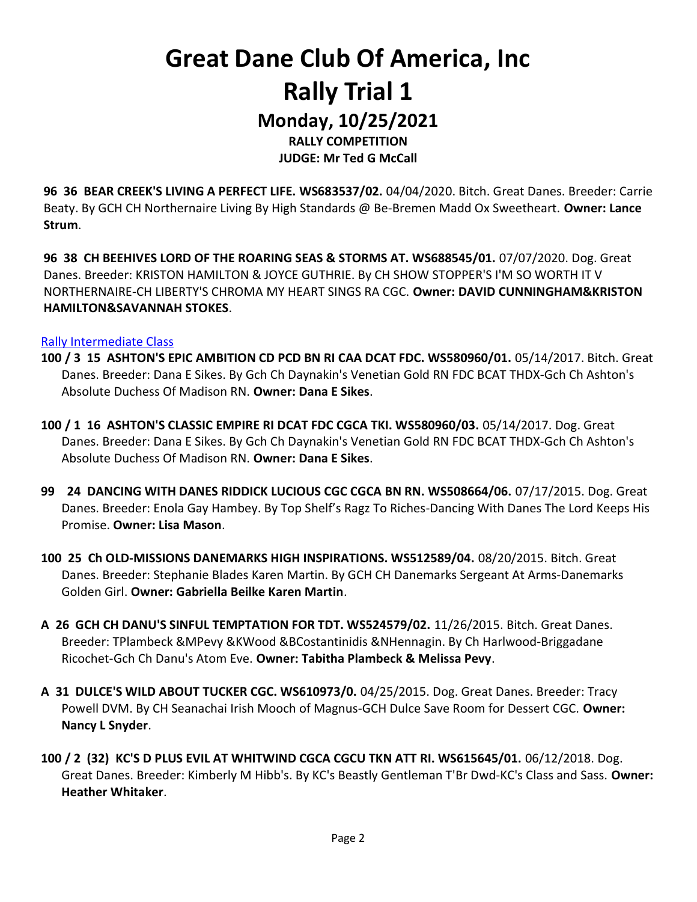# Great Dane Club Of America, Inc

# Rally Trial 1

## Monday, 10/25/2021

### RALLY COMPETITION

### JUDGE: Mr Ted G McCall

**96 36 BEAR CREEK'S LIVING A PERFECT LIFE. WS683537/02.** 04/04/2020. Bitch. Great Danes. Breeder: Carrie Beaty. By GCH CH Northernaire Living By High Standards @ Be-Bremen Madd Ox Sweetheart. **Owner: Lance Strum**.

**96 38 CH BEEHIVES LORD OF THE ROARING SEAS & STORMS AT. WS688545/01.** 07/07/2020. Dog. Great Danes. Breeder: KRISTON HAMILTON & JOYCE GUTHRIE. By CH SHOW STOPPER'S I'M SO WORTH IT V NORTHERNAIRE-CH LIBERTY'S CHROMA MY HEART SINGS RA CGC. **Owner: DAVID CUNNINGHAM&KRISTON HAMILTON&SAVANNAH STOKES**.

Rally Intermediate Class

**100 / 3 15 ASHTON'S EPIC AMBITION CD PCD BN RI CAA DCAT FDC. WS580960/01.** 05/14/2017. Bitch. Great Danes. Breeder: Dana E Sikes. By Gch Ch Daynakin's Venetian Gold RN FDC BCAT THDX-Gch Ch Ashton's Absolute Duchess Of Madison RN. **Owner: Dana E Sikes**.

**100 / 1 16 ASHTON'S CLASSIC EMPIRE RI DCAT FDC CGCA TKI. WS580960/03.** 05/14/2017. Dog. Great Danes. Breeder: Dana E Sikes. By Gch Ch Daynakin's Venetian Gold RN FDC BCAT THDX-Gch Ch Ashton's Absolute Duchess Of Madison RN. **Owner: Dana E Sikes**.

**99 24 DANCING WITH DANES RIDDICK LUCIOUS CGC CGCA BN RN. WS508664/06.** 07/17/2015. Dog. Great Danes. Breeder: Enola Gay Hambey. By Top Shelf's Ragz To Riches-Dancing With Danes The Lord Keeps His Promise. **Owner: Lisa Mason**.

**100 25 Ch OLD-MISSIONS DANEMARKS HIGH INSPIRATIONS. WS512589/04.** 08/20/2015. Bitch. Great Danes. Breeder: Stephanie Blades Karen Martin. By GCH CH Danemarks Sergeant At Arms-Danemarks Golden Girl. **Owner: Gabriella Beilke Karen Martin**.

**A 26 GCH CH DANU'S SINFUL TEMPTATION FOR TDT. WS524579/02.** 11/26/2015. Bitch. Great Danes. Breeder: TPlambeck &MPevy &KWood &BCostantinidis &NHennagin. By Ch Harlwood-Briggadane Ricochet-Gch Ch Danu's Atom Eve. **Owner: Tabitha Plambeck & Melissa Pevy**.

**A 31 DULCE'S WILD ABOUT TUCKER CGC. WS610973/0.** 04/25/2015. Dog. Great Danes. Breeder: Tracy Powell DVM. By CH Seanachai Irish Mooch of Magnus-GCH Dulce Save Room for Dessert CGC. **Owner: Nancy L Snyder**.

**100 / 2 (32) KC'S D PLUS EVIL AT WHITWIND CGCA CGCU TKN ATT RI. WS615645/01.** 06/12/2018. Dog. Great Danes. Breeder: Kimberly M Hibb's. By KC's Beastly Gentleman T'Br Dwd-KC's Class and Sass. **Owner: Heather Whitaker**.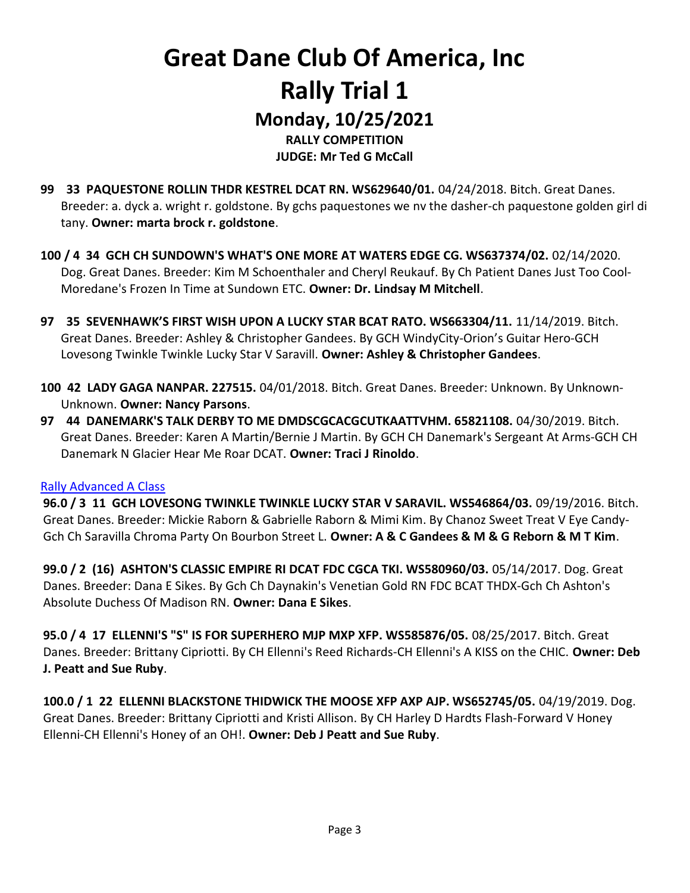# Great Dane Club Of America, Inc

# Rally Trial 1

## Monday, 10/25/2021

**RALLY COMPETITION**

**JUDGE: Mr Ted G McCall**

**99 33 PAQUESTONE ROLLIN THDR KESTREL DCAT RN. WS629640/01.** 04/24/2018. Bitch. Great Danes. Breeder: a. dyck a. wright r. goldstone. By gchs paquestones we nv the dasher-ch paquestone golden girl di tany. **Owner: marta brock r. goldstone**.

**100 / 4 34 GCH CH SUNDOWN'S WHAT'S ONE MORE AT WATERS EDGE CG. WS637374/02.** 02/14/2020. Dog. Great Danes. Breeder: Kim M Schoenthaler and Cheryl Reukauf. By Ch Patient Danes Just Too Cool-Moredane's Frozen In Time at Sundown ETC. **Owner: Dr. Lindsay M Mitchell**.

**97 35 SEVENHAWK'S FIRST WISH UPON A LUCKY STAR BCAT RATO. WS663304/11.** 11/14/2019. Bitch. Great Danes. Breeder: Ashley & Christopher Gandees. By GCH WindyCity-Orion's Guitar Hero-GCH Lovesong Twinkle Twinkle Lucky Star V Saravill. **Owner: Ashley & Christopher Gandees**.

**100 42 LADY GAGA NANPAR. 227515.** 04/01/2018. Bitch. Great Danes. Breeder: Unknown. By Unknown-Unknown. **Owner: Nancy Parsons**.

**97 44 DANEMARK'S TALK DERBY TO ME DMDSCGCACGCUTKAATTVHM. 65821108.** 04/30/2019. Bitch. Great Danes. Breeder: Karen A Martin/Bernie J Martin. By GCH CH Danemark's Sergeant At Arms-GCH CH Danemark N Glacier Hear Me Roar DCAT. **Owner: Traci J Rinoldo**.

### Rally Advanced A Class

**96.0 / 3 11 GCH LOVESONG TWINKLE TWINKLE LUCKY STAR V SARAVIL. WS546864/03.** 09/19/2016. Bitch. Great Danes. Breeder: Mickie Raborn & Gabrielle Raborn & Mimi Kim. By Chanoz Sweet Treat V Eye Candy-Gch Ch Saravilla Chroma Party On Bourbon Street L. **Owner: A & C Gandees & M & G Reborn & M T Kim**.

**99.0 / 2 (16) ASHTON'S CLASSIC EMPIRE RI DCAT FDC CGCA TKI. WS580960/03.** 05/14/2017. Dog. Great Danes. Breeder: Dana E Sikes. By Gch Ch Daynakin's Venetian Gold RN FDC BCAT THDX-Gch Ch Ashton's Absolute Duchess Of Madison RN. **Owner: Dana E Sikes**.

**95.0 / 4 17 ELLENNI'S "S" IS FOR SUPERHERO MJP MXP XFP. WS585876/05.** 08/25/2017. Bitch. Great Danes. Breeder: Brittany Cipriotti. By CH Ellenni's Reed Richards-CH Ellenni's A KISS on the CHIC. **Owner: Deb J. Peatt and Sue Ruby**.

**100.0 / 1 22 ELLENNI BLACKSTONE THIDWICK THE MOOSE XFP AXP AJP. WS652745/05.** 04/19/2019. Dog. Great Danes. Breeder: Brittany Cipriotti and Kristi Allison. By CH Harley D Hardts Flash-Forward V Honey Ellenni-CH Ellenni's Honey of an OH!. **Owner: Deb J Peatt and Sue Ruby**.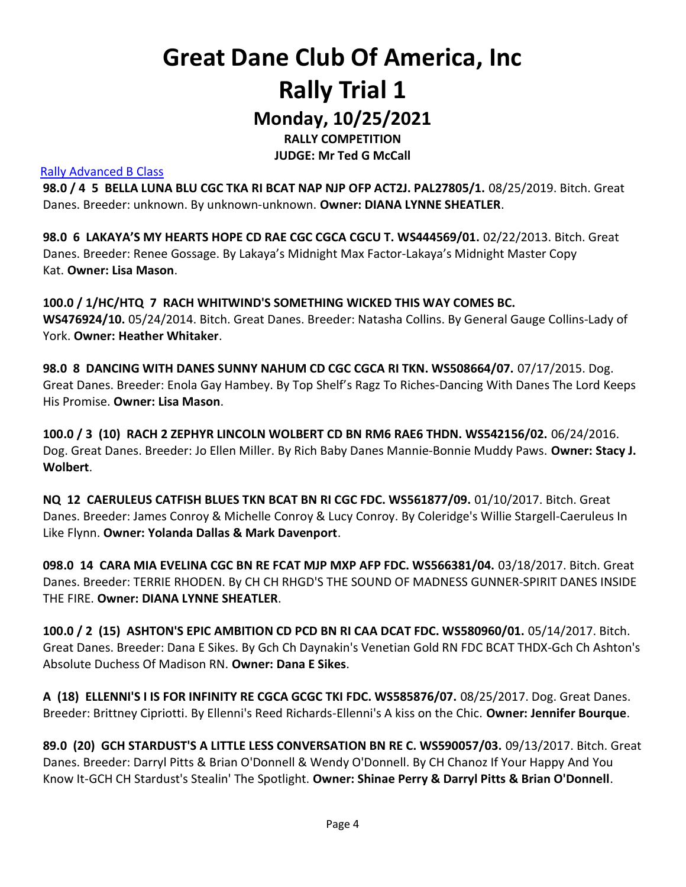# Great Dane Club Of America, Inc

# Rally Trial 1

## Monday, 10/25/2021

**RALLY COMPETITION**

**JUDGE: Mr Ted G McCall**

Rally Advanced B Class

**98.0 / 4 5 BELLA LUNA BLU CGC TKA RI BCAT NAP NJP OFP ACT2J. PAL27805/1.** 08/25/2019. Bitch. Great Danes. Breeder: unknown. By unknown-unknown. **Owner: DIANA LYNNE SHEATLER**.

**98.0 6 LAKAYA'S MY HEARTS HOPE CD RAE CGC CGCA CGCU T. WS444569/01.** 02/22/2013. Bitch. Great Danes. Breeder: Renee Gossage. By Lakaya's Midnight Max Factor-Lakaya's Midnight Master Copy Kat. **Owner: Lisa Mason**.

**100.0 / 1/HC/HTQ 7 RACH WHITWIND'S SOMETHING WICKED THIS WAY COMES BC. WS476924/10.** 05/24/2014. Bitch. Great Danes. Breeder: Natasha Collins. By General Gauge Collins-Lady of York. **Owner: Heather Whitaker**.

**98.0 8 DANCING WITH DANES SUNNY NAHUM CD CGC CGCA RI TKN. WS508664/07.** 07/17/2015. Dog. Great Danes. Breeder: Enola Gay Hambey. By Top Shelf's Ragz To Riches-Dancing With Danes The Lord Keeps His Promise. **Owner: Lisa Mason**.

**100.0 / 3 (10) RACH 2 ZEPHYR LINCOLN WOLBERT CD BN RM6 RAE6 THDN. WS542156/02.** 06/24/2016. Dog. Great Danes. Breeder: Jo Ellen Miller. By Rich Baby Danes Mannie-Bonnie Muddy Paws. **Owner: Stacy J. Wolbert**.

**NQ 12 CAERULEUS CATFISH BLUES TKN BCAT BN RI CGC FDC. WS561877/09.** 01/10/2017. Bitch. Great Danes. Breeder: James Conroy & Michelle Conroy & Lucy Conroy. By Coleridge's Willie Stargell-Caeruleus In Like Flynn. **Owner: Yolanda Dallas & Mark Davenport**.

**098.0 14 CARA MIA EVELINA CGC BN RE FCAT MJP MXP AFP FDC. WS566381/04.** 03/18/2017. Bitch. Great Danes. Breeder: TERRIE RHODEN. By CH CH RHGD'S THE SOUND OF MADNESS GUNNER-SPIRIT DANES INSIDE THE FIRE. **Owner: DIANA LYNNE SHEATLER**.

**100.0 / 2 (15) ASHTON'S EPIC AMBITION CD PCD BN RI CAA DCAT FDC. WS580960/01.** 05/14/2017. Bitch. Great Danes. Breeder: Dana E Sikes. By Gch Ch Daynakin's Venetian Gold RN FDC BCAT THDX-Gch Ch Ashton's Absolute Duchess Of Madison RN. **Owner: Dana E Sikes**.

**A (18) ELLENNI'S I IS FOR INFINITY RE CGCA GCGC TKI FDC. WS585876/07.** 08/25/2017. Dog. Great Danes. Breeder: Brittney Cipriotti. By Ellenni's Reed Richards-Ellenni's A kiss on the Chic. **Owner: Jennifer Bourque**.

**89.0 (20) GCH STARDUST'S A LITTLE LESS CONVERSATION BN RE C. WS590057/03.** 09/13/2017. Bitch. Great Danes. Breeder: Darryl Pitts & Brian O'Donnell & Wendy O'Donnell. By CH Chanoz If Your Happy And You Know It-GCH CH Stardust's Stealin' The Spotlight. **Owner: Shinae Perry & Darryl Pitts & Brian O'Donnell**.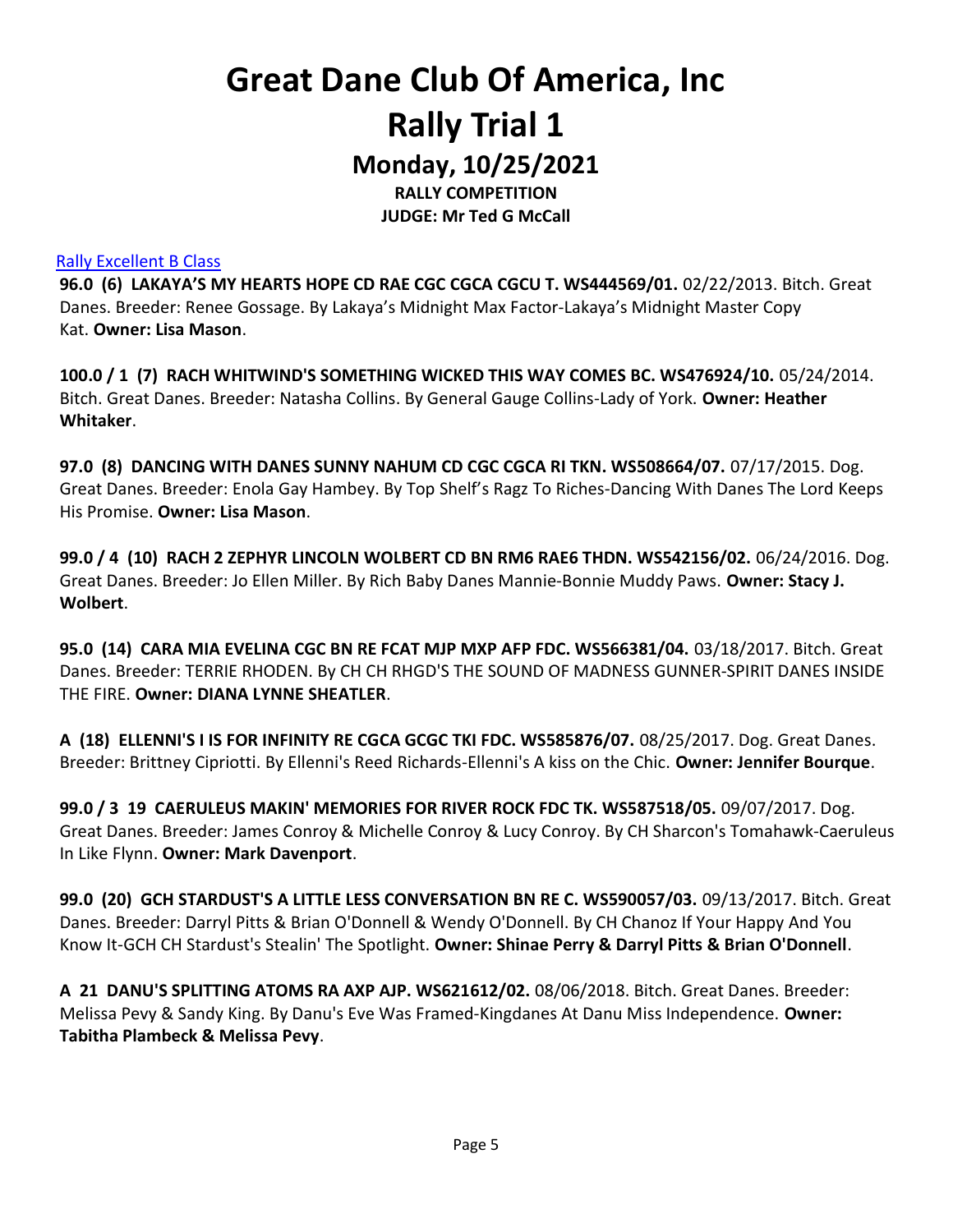# Great Dane Club Of America, Inc

# Rally Trial 1

## Monday, 10/25/2021

**RALLY COMPETITION**

**JUDGE: Mr Ted G McCall**

Rally Excellent B Class

**96.0 (6) LAKAYA'S MY HEARTS HOPE CD RAE CGC CGCA CGCU T. WS444569/01.** 02/22/2013. Bitch. Great Danes. Breeder: Renee Gossage. By Lakaya's Midnight Max Factor-Lakaya's Midnight Master Copy Kat. **Owner: Lisa Mason**.

**100.0 / 1 (7) RACH WHITWIND'S SOMETHING WICKED THIS WAY COMES BC. WS476924/10.** 05/24/2014. Bitch. Great Danes. Breeder: Natasha Collins. By General Gauge Collins-Lady of York. **Owner: Heather Whitaker**.

**97.0 (8) DANCING WITH DANES SUNNY NAHUM CD CGC CGCA RI TKN. WS508664/07.** 07/17/2015. Dog. Great Danes. Breeder: Enola Gay Hambey. By Top Shelf's Ragz To Riches-Dancing With Danes The Lord Keeps His Promise. **Owner: Lisa Mason**.

**99.0 / 4 (10) RACH 2 ZEPHYR LINCOLN WOLBERT CD BN RM6 RAE6 THDN. WS542156/02.** 06/24/2016. Dog. Great Danes. Breeder: Jo Ellen Miller. By Rich Baby Danes Mannie-Bonnie Muddy Paws. **Owner: Stacy J. Wolbert**.

**95.0 (14) CARA MIA EVELINA CGC BN RE FCAT MJP MXP AFP FDC. WS566381/04.** 03/18/2017. Bitch. Great Danes. Breeder: TERRIE RHODEN. By CH CH RHGD'S THE SOUND OF MADNESS GUNNER-SPIRIT DANES INSIDE THE FIRE. **Owner: DIANA LYNNE SHEATLER**.

**A (18) ELLENNI'S I IS FOR INFINITY RE CGCA GCGC TKI FDC. WS585876/07.** 08/25/2017. Dog. Great Danes. Breeder: Brittney Cipriotti. By Ellenni's Reed Richards-Ellenni's A kiss on the Chic. **Owner: Jennifer Bourque**.

**99.0 / 3 19 CAERULEUS MAKIN' MEMORIES FOR RIVER ROCK FDC TK. WS587518/05.** 09/07/2017. Dog. Great Danes. Breeder: James Conroy & Michelle Conroy & Lucy Conroy. By CH Sharcon's Tomahawk-Caeruleus In Like Flynn. **Owner: Mark Davenport**.

**99.0 (20) GCH STARDUST'S A LITTLE LESS CONVERSATION BN RE C. WS590057/03.** 09/13/2017. Bitch. Great Danes. Breeder: Darryl Pitts & Brian O'Donnell & Wendy O'Donnell. By CH Chanoz If Your Happy And You Know It-GCH CH Stardust's Stealin' The Spotlight. **Owner: Shinae Perry & Darryl Pitts & Brian O'Donnell**.

**A 21 DANU'S SPLITTING ATOMS RA AXP AJP. WS621612/02.** 08/06/2018. Bitch. Great Danes. Breeder: Melissa Pevy & Sandy King. By Danu's Eve Was Framed-Kingdanes At Danu Miss Independence. **Owner: Tabitha Plambeck & Melissa Pevy**.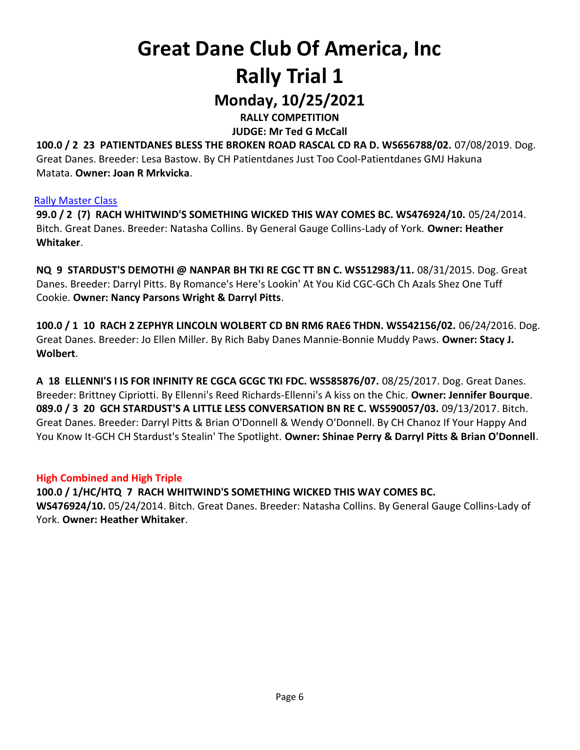# Great Dane Club Of America, Inc

# Rally Trial 1

## Monday, 10/25/2021

**RALLY COMPETITION**

**JUDGE: Mr Ted G McCall**

**100.0 / 2 23 PATIENTDANES BLESS THE BROKEN ROAD RASCAL CD RA D. WS656788/02.** 07/08/2019. Dog. Great Danes. Breeder: Lesa Bastow. By CH Patientdanes Just Too Cool-Patientdanes GMJ Hakuna Matata. **Owner: Joan R Mrkvicka**.

Rally Master Class

**99.0 / 2 (7) RACH WHITWIND'S SOMETHING WICKED THIS WAY COMES BC. WS476924/10.** 05/24/2014. Bitch. Great Danes. Breeder: Natasha Collins. By General Gauge Collins-Lady of York. **Owner: Heather Whitaker**.

**NQ 9 STARDUST'S DEMOTHI @ NANPAR BH TKI RE CGC TT BN C. WS512983/11.** 08/31/2015. Dog. Great Danes. Breeder: Darryl Pitts. By Romance's Here's Lookin' At You Kid CGC-GCh Ch Azals Shez One Tuff Cookie. **Owner: Nancy Parsons Wright & Darryl Pitts**.

**100.0 / 1 10 RACH 2 ZEPHYR LINCOLN WOLBERT CD BN RM6 RAE6 THDN. WS542156/02.** 06/24/2016. Dog. Great Danes. Breeder: Jo Ellen Miller. By Rich Baby Danes Mannie-Bonnie Muddy Paws. **Owner: Stacy J. Wolbert**.

**A 18 ELLENNI'S I IS FOR INFINITY RE CGCA GCGC TKI FDC. WS585876/07.** 08/25/2017. Dog. Great Danes. Breeder: Brittney Cipriotti. By Ellenni's Reed Richards-Ellenni's A kiss on the Chic. **Owner: Jennifer Bourque**.
**089.0 / 3 20 GCH STARDUST'S A LITTLE LESS CONVERSATION BN RE C. WS590057/03.** 09/13/2017. Bitch. Great Danes. Breeder: Darryl Pitts & Brian O'Donnell & Wendy O'Donnell. By CH Chanoz If Your Happy And You Know It-GCH CH Stardust's Stealin' The Spotlight. **Owner: Shinae Perry & Darryl Pitts & Brian O'Donnell**.

**High Combined and High Triple**

**100.0 / 1/HC/HTQ 7 RACH WHITWIND'S SOMETHING WICKED THIS WAY COMES BC. WS476924/10.** 05/24/2014. Bitch. Great Danes. Breeder: Natasha Collins. By General Gauge Collins-Lady of York. **Owner: Heather Whitaker**.